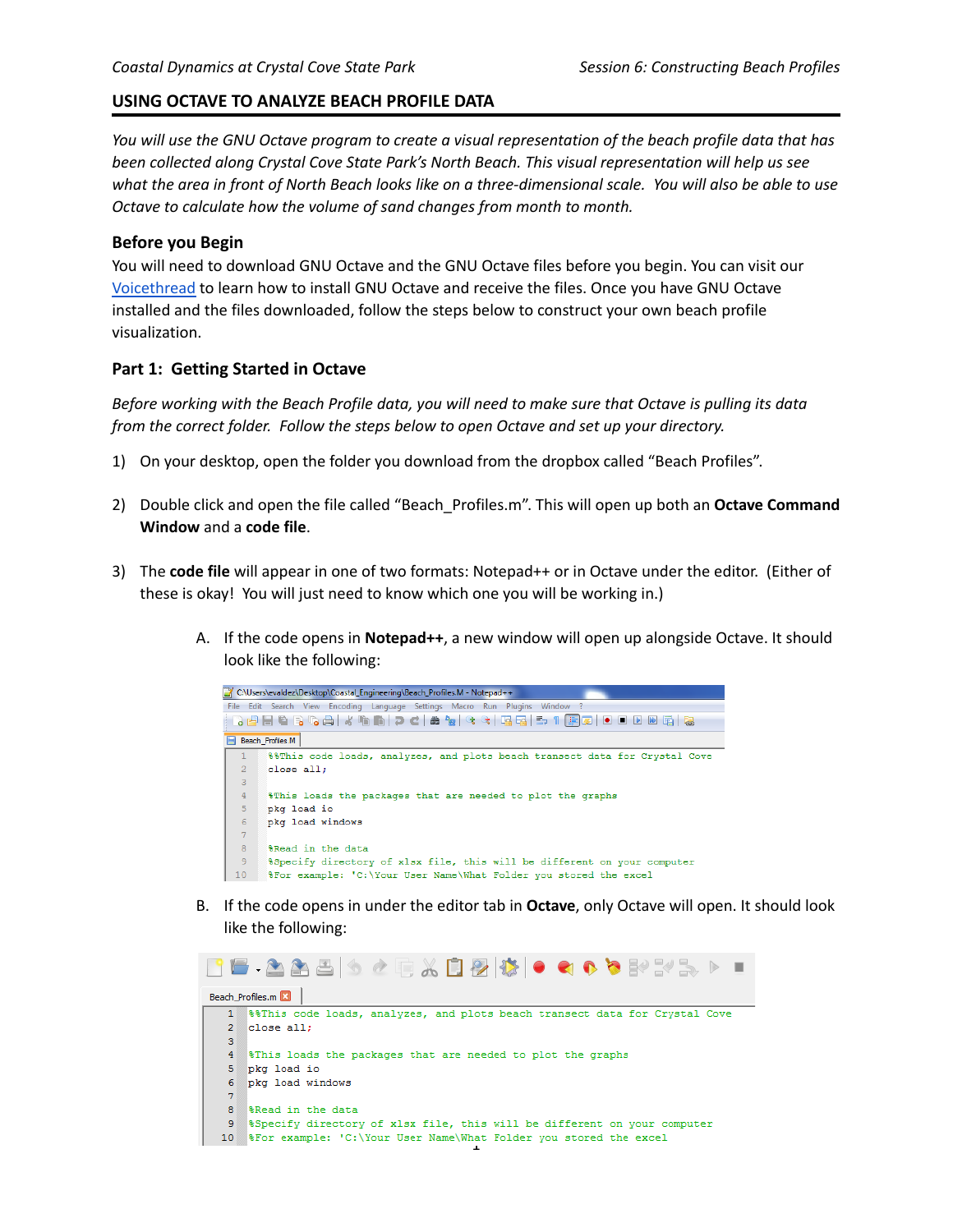## USING OCTAVE TO ANALYZE BEACH PROFILE DATA

*You will use the GNU Octave program to create a visual representation of the beach profile data that has been collected along Crystal Cove State Park's North Beach. This visual representation will help us see what the area in front of North Beach looks like on a three-dimensional scale. You will also be able to use Octave to calculate how the volume of sand changes from month to month.*

### Before you Begin

You will need to download GNU Octave and the GNU Octave files before you begin. You can visit our Voicethread to learn how to install GNU Octave and receive the files. Once you have GNU Octave installed and the files downloaded, follow the steps below to construct your own beach profile visualization.

### Part 1: Getting Started in Octave

*Before working with the Beach Profile data, you will need to make sure that Octave is pulling its data from the correct folder. Follow the steps below to open Octave and set up your directory.*

1) On your desktop, open the folder you download from the dropbox called "Beach Profiles".

2) Double click and open the file called "Beach_Profiles.m". This will open up both an **Octave Command Window** and a **code file**.

3) The **code file** will appear in one of two formats: Notepad++ or in Octave under the editor. (Either of these is okay! You will just need to know which one you will be working in.)

   A. If the code opens in **Notepad++**, a new window will open up alongside Octave. It should look like the following:

```
%%This code loads, analyzes, and plots beach transect data for Crystal Cove
close all;

%This loads the packages that are needed to plot the graphs
pkg load io
pkg load windows

%Read in the data
%Specify directory of xlsx file, this will be different on your computer
%For example: 'C:\Your User Name\What Folder you stored the excel
```

   B. If the code opens in under the editor tab in **Octave**, only Octave will open. It should look like the following:

```
%%This code loads, analyzes, and plots beach transect data for Crystal Cove
close all;

%This loads the packages that are needed to plot the graphs
pkg load io
pkg load windows

%Read in the data
%Specify directory of xlsx file, this will be different on your computer
%For example: 'C:\Your User Name\What Folder you stored the excel
```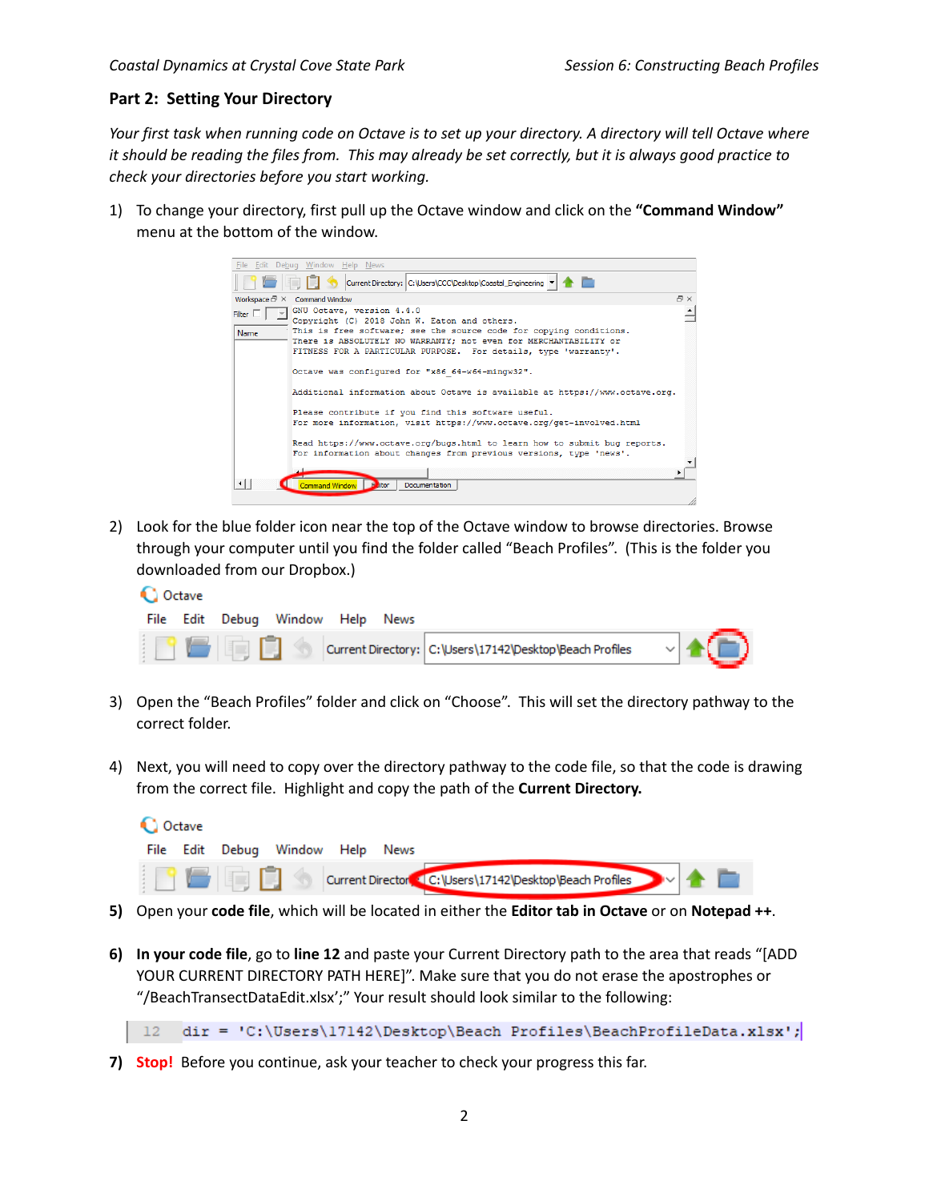## Part 2: Setting Your Directory

*Your first task when running code on Octave is to set up your directory. A directory will tell Octave where it should be reading the files from. This may already be set correctly, but it is always good practice to check your directories before you start working.*

1) To change your directory, first pull up the Octave window and click on the **"Command Window"** menu at the bottom of the window.

2) Look for the blue folder icon near the top of the Octave window to browse directories. Browse through your computer until you find the folder called "Beach Profiles". (This is the folder you downloaded from our Dropbox.)

3) Open the "Beach Profiles" folder and click on "Choose". This will set the directory pathway to the correct folder.

4) Next, you will need to copy over the directory pathway to the code file, so that the code is drawing from the correct file. Highlight and copy the path of the **Current Directory.**

5) Open your **code file**, which will be located in either the **Editor tab in Octave** or on **Notepad ++**.

6) **In your code file**, go to **line 12** and paste your Current Directory path to the area that reads "[ADD YOUR CURRENT DIRECTORY PATH HERE]". Make sure that you do not erase the apostrophes or "/BeachTransectDataEdit.xlsx';" Your result should look similar to the following:

```
12  dir = 'C:\Users\17142\Desktop\Beach Profiles\BeachProfileData.xlsx';
```

7) **Stop!** Before you continue, ask your teacher to check your progress this far.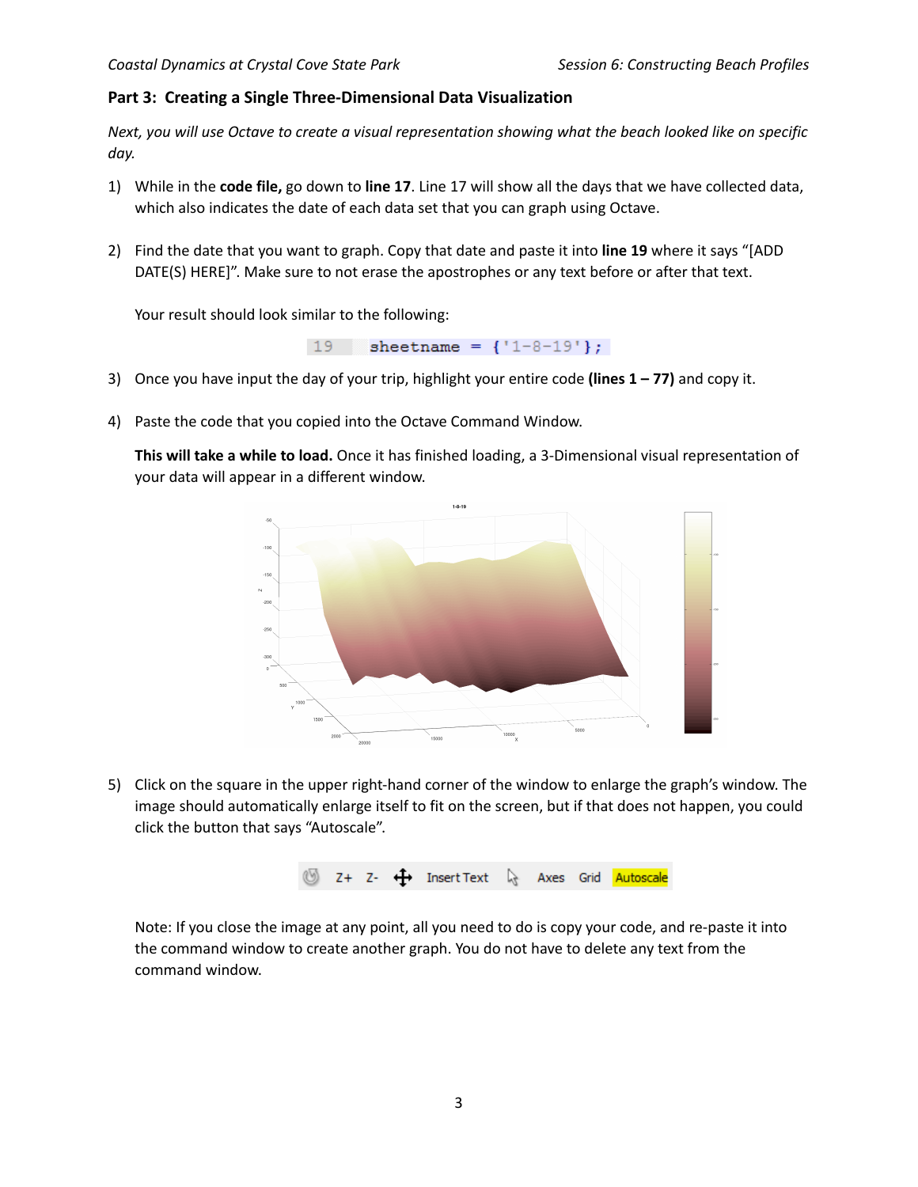## Part 3: Creating a Single Three-Dimensional Data Visualization

*Next, you will use Octave to create a visual representation showing what the beach looked like on specific day.*

1) While in the **code file,** go down to **line 17**. Line 17 will show all the days that we have collected data, which also indicates the date of each data set that you can graph using Octave.

2) Find the date that you want to graph. Copy that date and paste it into **line 19** where it says "[ADD DATE(S) HERE]". Make sure to not erase the apostrophes or any text before or after that text.

   Your result should look similar to the following:

   ```
   19    sheetname = {'1-8-19'};
   ```

3) Once you have input the day of your trip, highlight your entire code **(lines 1 – 77)** and copy it.

4) Paste the code that you copied into the Octave Command Window.

   **This will take a while to load.** Once it has finished loading, a 3-Dimensional visual representation of your data will appear in a different window.

5) Click on the square in the upper right-hand corner of the window to enlarge the graph's window. The image should automatically enlarge itself to fit on the screen, but if that does not happen, you could click the button that says "Autoscale".

   Note: If you close the image at any point, all you need to do is copy your code, and re-paste it into the command window to create another graph. You do not have to delete any text from the command window.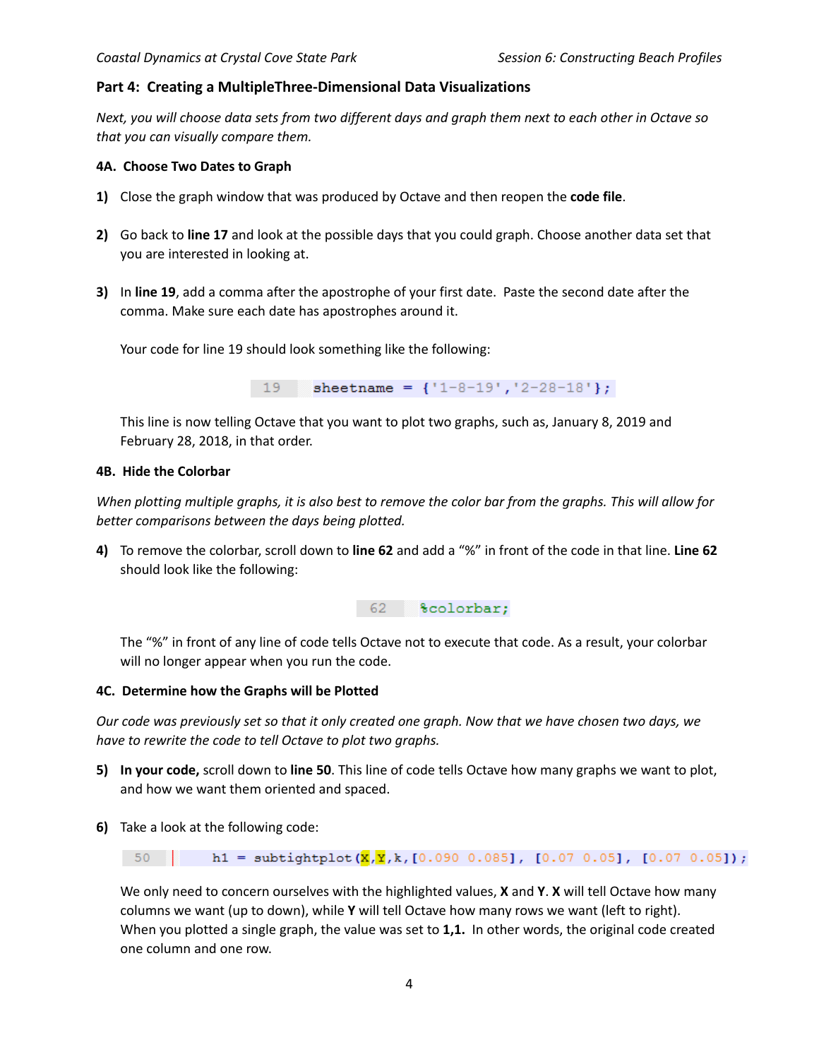## Part 4: Creating a MultipleThree-Dimensional Data Visualizations

*Next, you will choose data sets from two different days and graph them next to each other in Octave so that you can visually compare them.*

### 4A. Choose Two Dates to Graph

1) Close the graph window that was produced by Octave and then reopen the **code file**.

2) Go back to **line 17** and look at the possible days that you could graph. Choose another data set that you are interested in looking at.

3) In **line 19**, add a comma after the apostrophe of your first date. Paste the second date after the comma. Make sure each date has apostrophes around it.

   Your code for line 19 should look something like the following:

```
19    sheetname = {'1-8-19','2-28-18'};
```

   This line is now telling Octave that you want to plot two graphs, such as, January 8, 2019 and February 28, 2018, in that order.

### 4B. Hide the Colorbar

*When plotting multiple graphs, it is also best to remove the color bar from the graphs. This will allow for better comparisons between the days being plotted.*

4) To remove the colorbar, scroll down to **line 62** and add a "%" in front of the code in that line. **Line 62** should look like the following:

```
62    %colorbar;
```

   The "%" in front of any line of code tells Octave not to execute that code. As a result, your colorbar will no longer appear when you run the code.

### 4C. Determine how the Graphs will be Plotted

*Our code was previously set so that it only created one graph. Now that we have chosen two days, we have to rewrite the code to tell Octave to plot two graphs.*

5) **In your code,** scroll down to **line 50**. This line of code tells Octave how many graphs we want to plot, and how we want them oriented and spaced.

6) Take a look at the following code:

```
50    h1 = subtightplot(X,Y,k,[0.090 0.085], [0.07 0.05], [0.07 0.05]);
```

   We only need to concern ourselves with the highlighted values, **X** and **Y**. **X** will tell Octave how many columns we want (up to down), while **Y** will tell Octave how many rows we want (left to right). When you plotted a single graph, the value was set to **1,1.** In other words, the original code created one column and one row.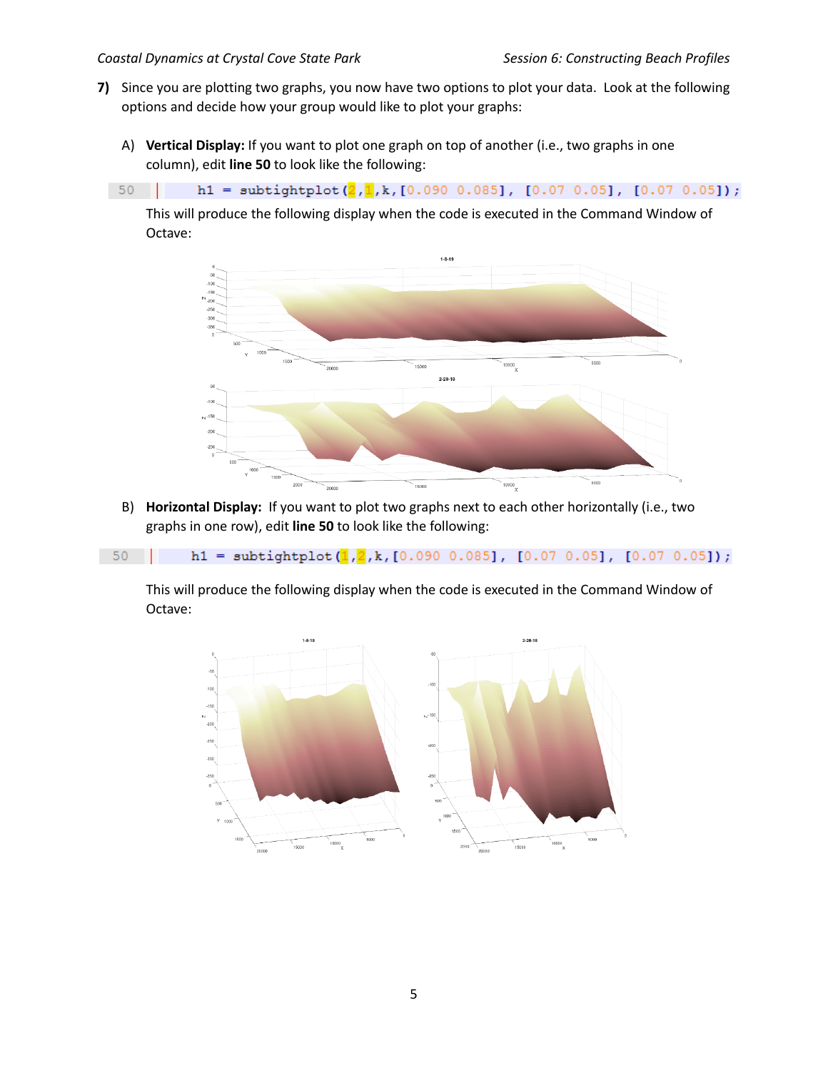**7)** Since you are plotting two graphs, you now have two options to plot your data. Look at the following options and decide how your group would like to plot your graphs:

A) **Vertical Display:** If you want to plot one graph on top of another (i.e., two graphs in one column), edit **line 50** to look like the following:

```
50      h1 = subtightplot(2,1,k,[0.090 0.085], [0.07 0.05], [0.07 0.05]);
```

This will produce the following display when the code is executed in the Command Window of Octave:

B) **Horizontal Display:** If you want to plot two graphs next to each other horizontally (i.e., two graphs in one row), edit **line 50** to look like the following:

```
50      h1 = subtightplot(1,2,k,[0.090 0.085], [0.07 0.05], [0.07 0.05]);
```

This will produce the following display when the code is executed in the Command Window of Octave: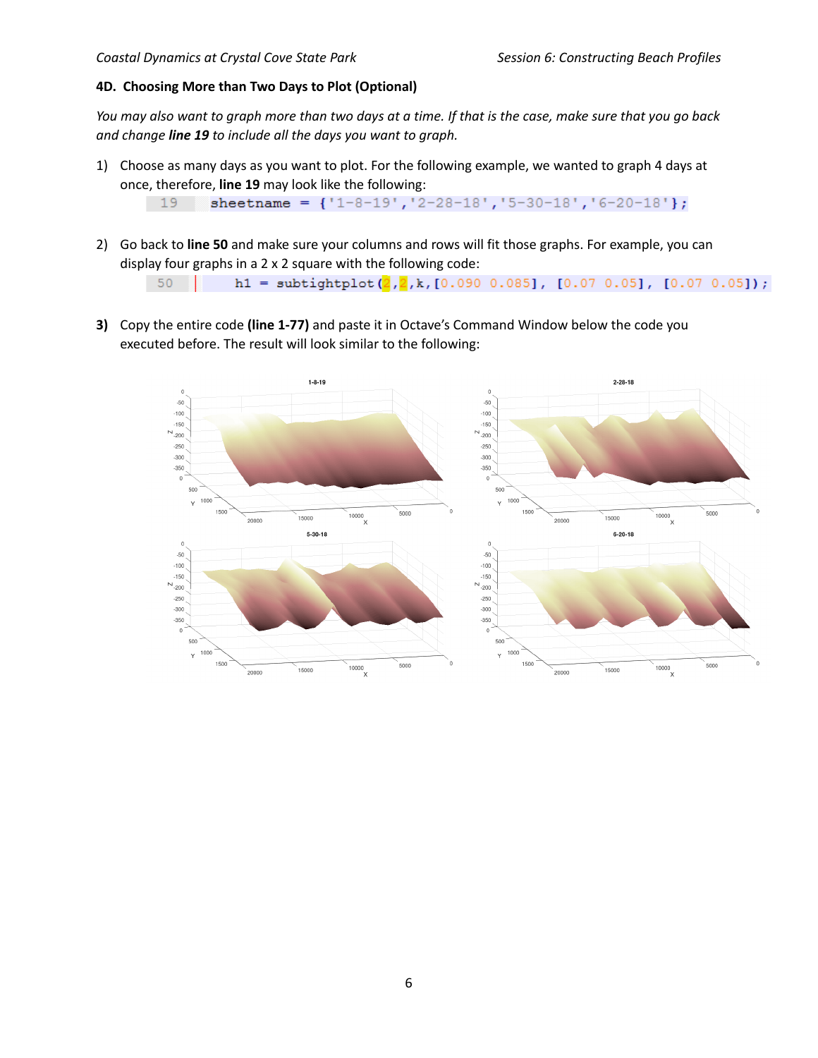### 4D. Choosing More than Two Days to Plot (Optional)

*You may also want to graph more than two days at a time. If that is the case, make sure that you go back and change **line 19** to include all the days you want to graph.*

1) Choose as many days as you want to plot. For the following example, we wanted to graph 4 days at once, therefore, **line 19** may look like the following:

```
19    sheetname = {'1-8-19','2-28-18','5-30-18','6-20-18'};
```

2) Go back to **line 50** and make sure your columns and rows will fit those graphs. For example, you can display four graphs in a 2 x 2 square with the following code:

```
50        h1 = subtightplot(2,2,k,[0.090 0.085], [0.07 0.05], [0.07 0.05]);
```

3) Copy the entire code **(line 1-77)** and paste it in Octave's Command Window below the code you executed before. The result will look similar to the following: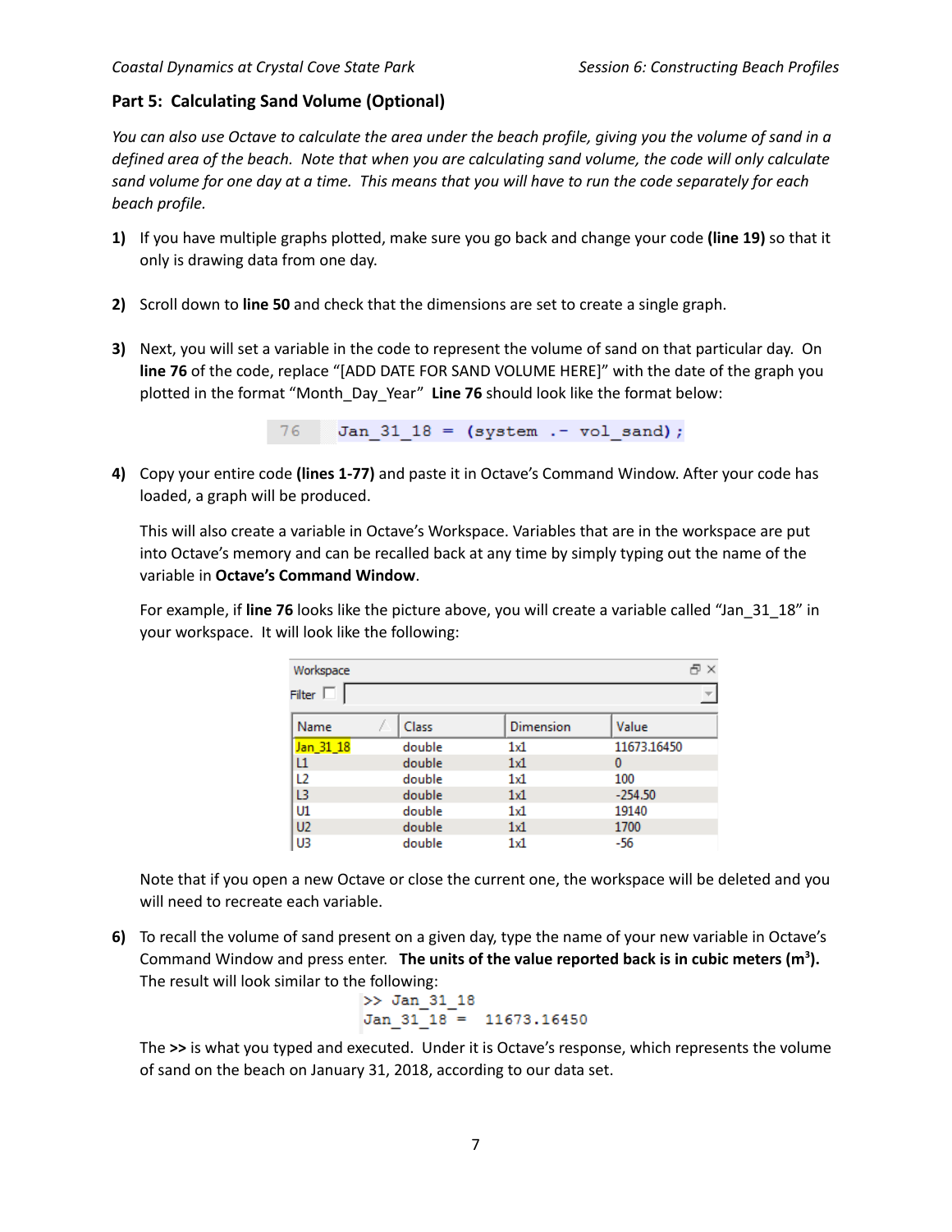## Part 5: Calculating Sand Volume (Optional)

*You can also use Octave to calculate the area under the beach profile, giving you the volume of sand in a defined area of the beach. Note that when you are calculating sand volume, the code will only calculate sand volume for one day at a time. This means that you will have to run the code separately for each beach profile.*

1) If you have multiple graphs plotted, make sure you go back and change your code **(line 19)** so that it only is drawing data from one day.

2) Scroll down to **line 50** and check that the dimensions are set to create a single graph.

3) Next, you will set a variable in the code to represent the volume of sand on that particular day. On **line 76** of the code, replace "[ADD DATE FOR SAND VOLUME HERE]" with the date of the graph you plotted in the format "Month_Day_Year" **Line 76** should look like the format below:

```
76    Jan_31_18 = (system .- vol_sand);
```

4) Copy your entire code **(lines 1-77)** and paste it in Octave's Command Window. After your code has loaded, a graph will be produced.

   This will also create a variable in Octave's Workspace. Variables that are in the workspace are put into Octave's memory and can be recalled back at any time by simply typing out the name of the variable in **Octave's Command Window**.

   For example, if **line 76** looks like the picture above, you will create a variable called "Jan_31_18" in your workspace. It will look like the following:

Workspace

Filter

| Name | Class | Dimension | Value |
|---|---|---|---|
| Jan_31_18 | double | 1x1 | 11673.16450 |
| L1 | double | 1x1 | 0 |
| L2 | double | 1x1 | 100 |
| L3 | double | 1x1 | -254.50 |
| U1 | double | 1x1 | 19140 |
| U2 | double | 1x1 | 1700 |
| U3 | double | 1x1 | -56 |

   Note that if you open a new Octave or close the current one, the workspace will be deleted and you will need to recreate each variable.

6) To recall the volume of sand present on a given day, type the name of your new variable in Octave's Command Window and press enter. **The units of the value reported back is in cubic meters ($m^3$).** The result will look similar to the following:

```
>> Jan_31_18
Jan_31_18 =  11673.16450
```

   The **>>** is what you typed and executed. Under it is Octave's response, which represents the volume of sand on the beach on January 31, 2018, according to our data set.